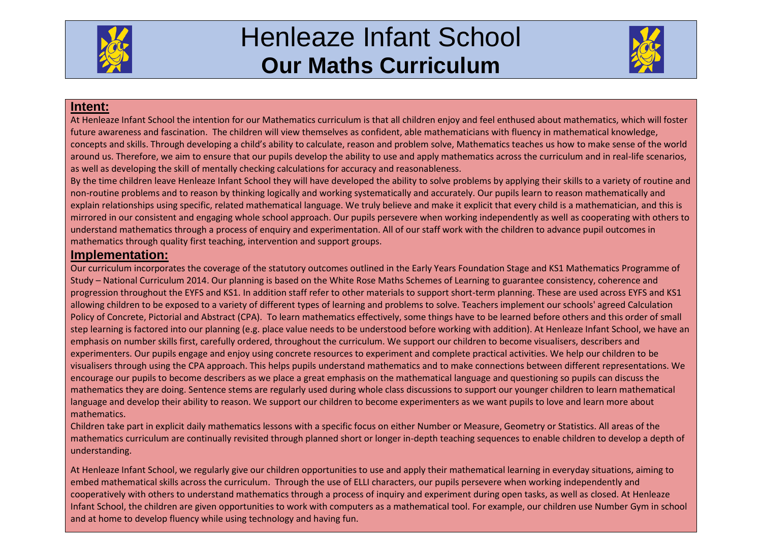# Henleaze Infant School

## Our Maths Curriculum

### Intent:

At Henleaze Infant School the intention for our Mathematics curriculum is that all children enjoy and feel enthused about mathematics, which will foster future awareness and fascination. The children will view themselves as confident, able mathematicians with fluency in mathematical knowledge, concepts and skills. Through developing a child's ability to calculate, reason and problem solve, Mathematics teaches us how to make sense of the world around us. Therefore, we aim to ensure that our pupils develop the ability to use and apply mathematics across the curriculum and in real-life scenarios, as well as developing the skill of mentally checking calculations for accuracy and reasonableness.

By the time children leave Henleaze Infant School they will have developed the ability to solve problems by applying their skills to a variety of routine and non-routine problems and to reason by thinking logically and working systematically and accurately. Our pupils learn to reason mathematically and explain relationships using specific, related mathematical language. We truly believe and make it explicit that every child is a mathematician, and this is mirrored in our consistent and engaging whole school approach. Our pupils persevere when working independently as well as cooperating with others to understand mathematics through a process of enquiry and experimentation. All of our staff work with the children to advance pupil outcomes in mathematics through quality first teaching, intervention and support groups.

### Implementation:

Our curriculum incorporates the coverage of the statutory outcomes outlined in the Early Years Foundation Stage and KS1 Mathematics Programme of Study – National Curriculum 2014. Our planning is based on the White Rose Maths Schemes of Learning to guarantee consistency, coherence and progression throughout the EYFS and KS1. In addition staff refer to other materials to support short-term planning. These are used across EYFS and KS1 allowing children to be exposed to a variety of different types of learning and problems to solve. Teachers implement our schools' agreed Calculation Policy of Concrete, Pictorial and Abstract (CPA). To learn mathematics effectively, some things have to be learned before others and this order of small step learning is factored into our planning (e.g. place value needs to be understood before working with addition). At Henleaze Infant School, we have an emphasis on number skills first, carefully ordered, throughout the curriculum. We support our children to become visualisers, describers and experimenters. Our pupils engage and enjoy using concrete resources to experiment and complete practical activities. We help our children to be visualisers through using the CPA approach. This helps pupils understand mathematics and to make connections between different representations. We encourage our pupils to become describers as we place a great emphasis on the mathematical language and questioning so pupils can discuss the mathematics they are doing. Sentence stems are regularly used during whole class discussions to support our younger children to learn mathematical language and develop their ability to reason. We support our children to become experimenters as we want pupils to love and learn more about mathematics.

Children take part in explicit daily mathematics lessons with a specific focus on either Number or Measure, Geometry or Statistics. All areas of the mathematics curriculum are continually revisited through planned short or longer in-depth teaching sequences to enable children to develop a depth of understanding.

At Henleaze Infant School, we regularly give our children opportunities to use and apply their mathematical learning in everyday situations, aiming to embed mathematical skills across the curriculum. Through the use of ELLI characters, our pupils persevere when working independently and cooperatively with others to understand mathematics through a process of inquiry and experiment during open tasks, as well as closed. At Henleaze Infant School, the children are given opportunities to work with computers as a mathematical tool. For example, our children use Number Gym in school and at home to develop fluency while using technology and having fun.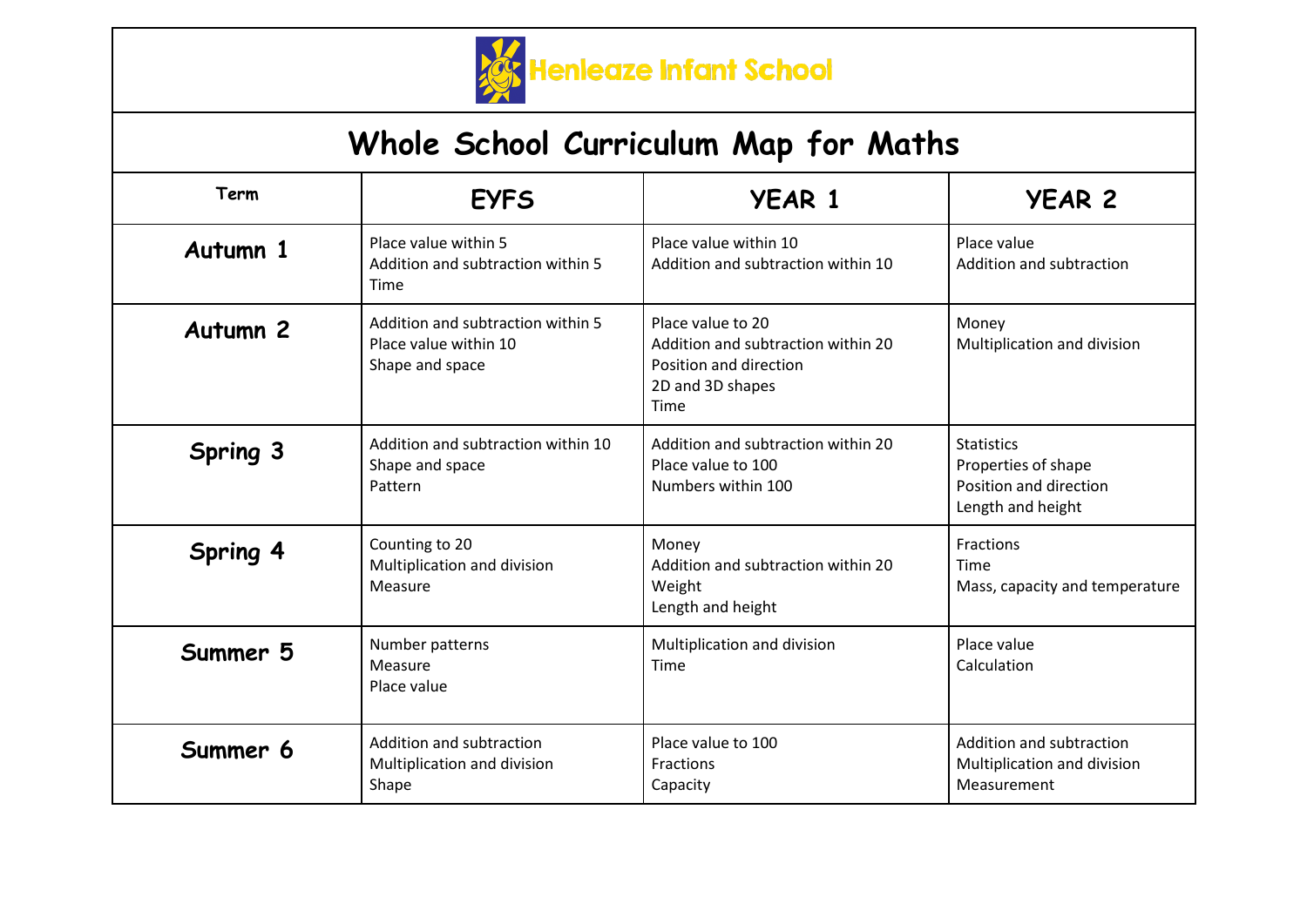# Henleaze Infant School

## Whole School Curriculum Map for Maths

| Term | EYFS | YEAR 1 | YEAR 2 |
| --- | --- | --- | --- |
| **Autumn 1** | Place value within 5<br>Addition and subtraction within 5<br>Time | Place value within 10<br>Addition and subtraction within 10 | Place value<br>Addition and subtraction |
| **Autumn 2** | Addition and subtraction within 5<br>Place value within 10<br>Shape and space | Place value to 20<br>Addition and subtraction within 20<br>Position and direction<br>2D and 3D shapes<br>Time | Money<br>Multiplication and division |
| **Spring 3** | Addition and subtraction within 10<br>Shape and space<br>Pattern | Addition and subtraction within 20<br>Place value to 100<br>Numbers within 100 | Statistics<br>Properties of shape<br>Position and direction<br>Length and height |
| **Spring 4** | Counting to 20<br>Multiplication and division<br>Measure | Money<br>Addition and subtraction within 20<br>Weight<br>Length and height | Fractions<br>Time<br>Mass, capacity and temperature |
| **Summer 5** | Number patterns<br>Measure<br>Place value | Multiplication and division<br>Time | Place value<br>Calculation |
| **Summer 6** | Addition and subtraction<br>Multiplication and division<br>Shape | Place value to 100<br>Fractions<br>Capacity | Addition and subtraction<br>Multiplication and division<br>Measurement |